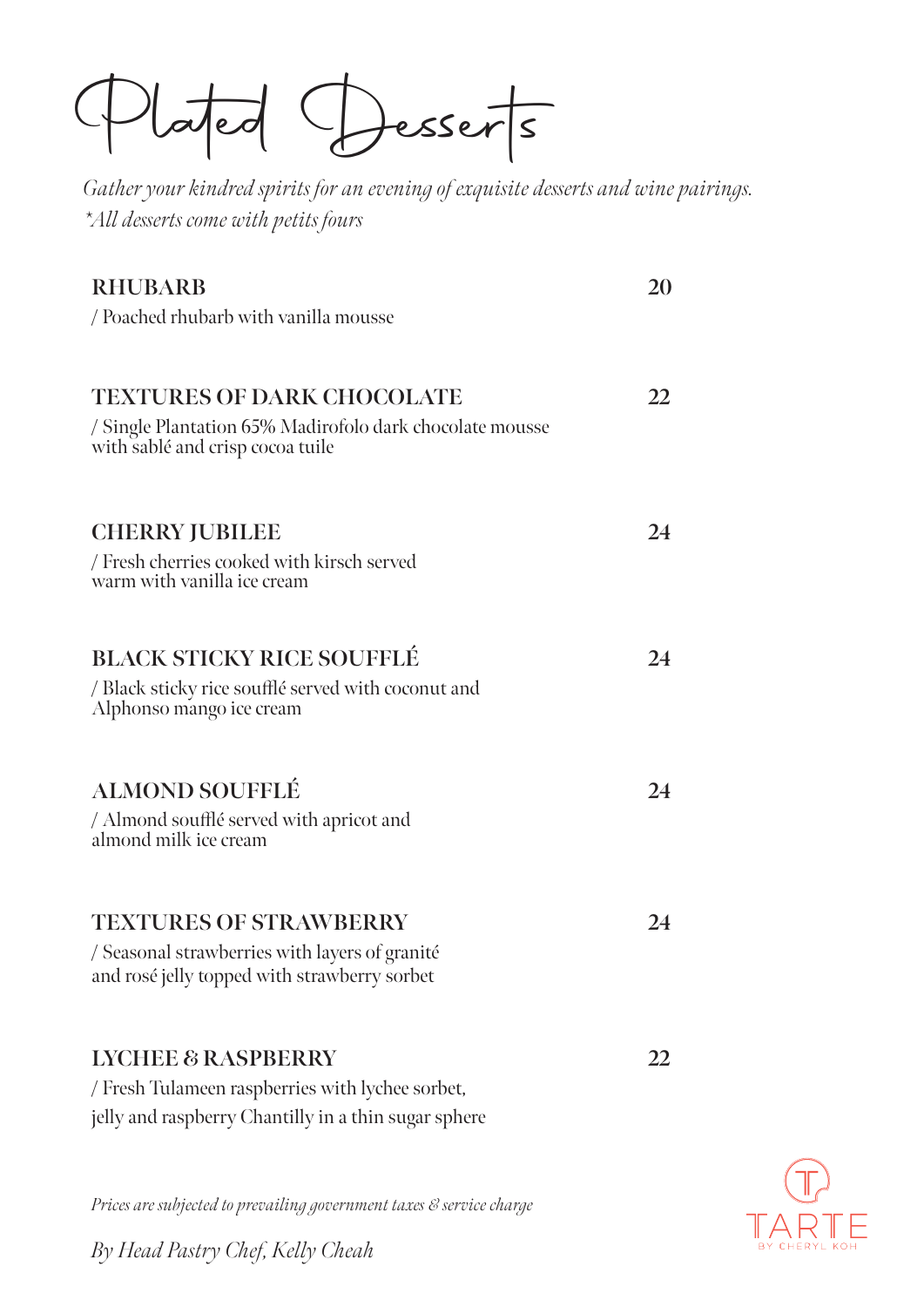# Plated Desserts

*Gather your kindred spirits for an evening of exquisite desserts and wine pairings.*
*\*All desserts come with petits fours*

**RHUBARB** — **20**
/ Poached rhubarb with vanilla mousse

**TEXTURES OF DARK CHOCOLATE** — **22**
/ Single Plantation 65% Madirofolo dark chocolate mousse with sablé and crisp cocoa tuile

**CHERRY JUBILEE** — **24**
/ Fresh cherries cooked with kirsch served warm with vanilla ice cream

**BLACK STICKY RICE SOUFFLÉ** — **24**
/ Black sticky rice soufflé served with coconut and Alphonso mango ice cream

**ALMOND SOUFFLÉ** — **24**
/ Almond soufflé served with apricot and almond milk ice cream

**TEXTURES OF STRAWBERRY** — **24**
/ Seasonal strawberries with layers of granité and rosé jelly topped with strawberry sorbet

**LYCHEE & RASPBERRY** — **22**
/ Fresh Tulameen raspberries with lychee sorbet, jelly and raspberry Chantilly in a thin sugar sphere

*Prices are subjected to prevailing government taxes & service charge*

*By Head Pastry Chef, Kelly Cheah*

TARTE
BY CHERYL KOH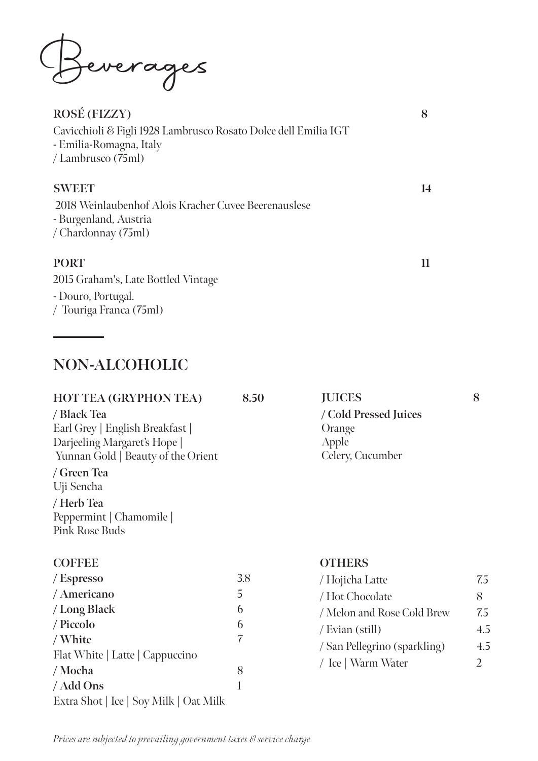# Beverages

**ROSÉ (FIZZY)** **8**

Cavicchioli & Figli 1928 Lambrusco Rosato Dolce dell Emilia IGT
- Emilia-Romagna, Italy
/ Lambrusco (75ml)

**SWEET** **14**

2018 Weinlaubenhof Alois Kracher Cuvee Beerenauslese
- Burgenland, Austria
/ Chardonnay (75ml)

**PORT** **11**

2015 Graham's, Late Bottled Vintage
- Douro, Portugal.
/ Touriga Franca (75ml)

## NON-ALCOHOLIC

**HOT TEA (GRYPHON TEA)** **8.50**

**/ Black Tea**
Earl Grey | English Breakfast | Darjeeling Margaret's Hope | Yunnan Gold | Beauty of the Orient

**/ Green Tea**
Uji Sencha

**/ Herb Tea**
Peppermint | Chamomile | Pink Rose Buds

**JUICES** **8**

**/ Cold Pressed Juices**
Orange
Apple
Celery, Cucumber

**COFFEE**

| | |
|---|---|
| **/ Espresso** | 3.8 |
| **/ Americano** | 5 |
| **/ Long Black** | 6 |
| **/ Piccolo** | 6 |
| **/ White**<br>Flat White \| Latte \| Cappuccino | 7 |
| **/ Mocha** | 8 |
| **/ Add Ons**<br>Extra Shot \| Ice \| Soy Milk \| Oat Milk | 1 |

**OTHERS**

| | |
|---|---|
| / Hojicha Latte | 7.5 |
| / Hot Chocolate | 8 |
| / Melon and Rose Cold Brew | 7.5 |
| / Evian (still) | 4.5 |
| / San Pellegrino (sparkling) | 4.5 |
| / Ice \| Warm Water | 2 |

*Prices are subjected to prevailing government taxes & service charge*